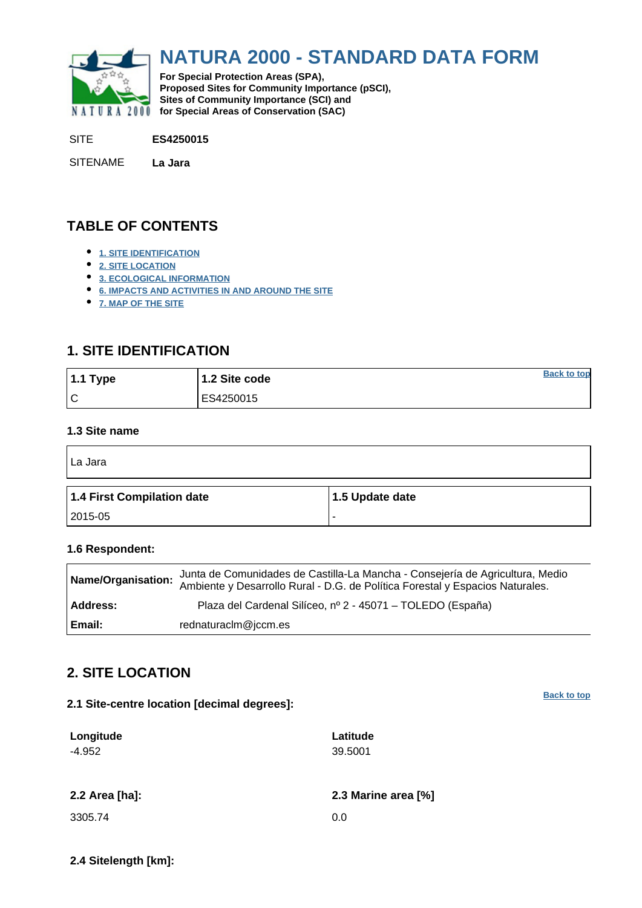# NATURA 2000 - STANDARD DATA FORM

**For Special Protection Areas (SPA), Proposed Sites for Community Importance (pSCI), Sites of Community Importance (SCI) and for Special Areas of Conservation (SAC)**

SITE **ES4250015**

SITENAME **La Jara**

## TABLE OF CONTENTS

- 1. SITE IDENTIFICATION
- 2. SITE LOCATION
- 3. ECOLOGICAL INFORMATION
- 6. IMPACTS AND ACTIVITIES IN AND AROUND THE SITE
- 7. MAP OF THE SITE

## 1. SITE IDENTIFICATION

| 1.1 Type | 1.2 Site code |
|---|---|
| C | ES4250015 |

### 1.3 Site name

La Jara

| 1.4 First Compilation date | 1.5 Update date |
|---|---|
| 2015-05 | - |

### 1.6 Respondent:

| | |
|---|---|
| **Name/Organisation:** | Junta de Comunidades de Castilla-La Mancha - Consejería de Agricultura, Medio Ambiente y Desarrollo Rural - D.G. de Política Forestal y Espacios Naturales. |
| **Address:** | Plaza del Cardenal Silíceo, nº 2 - 45071 – TOLEDO (España) |
| **Email:** | rednaturaclm@jccm.es |

## 2. SITE LOCATION

### 2.1 Site-centre location [decimal degrees]:

| Longitude | Latitude |
|---|---|
| -4.952 | 39.5001 |

| 2.2 Area [ha]: | 2.3 Marine area [%] |
|---|---|
| 3305.74 | 0.0 |

### 2.4 Sitelength [km]: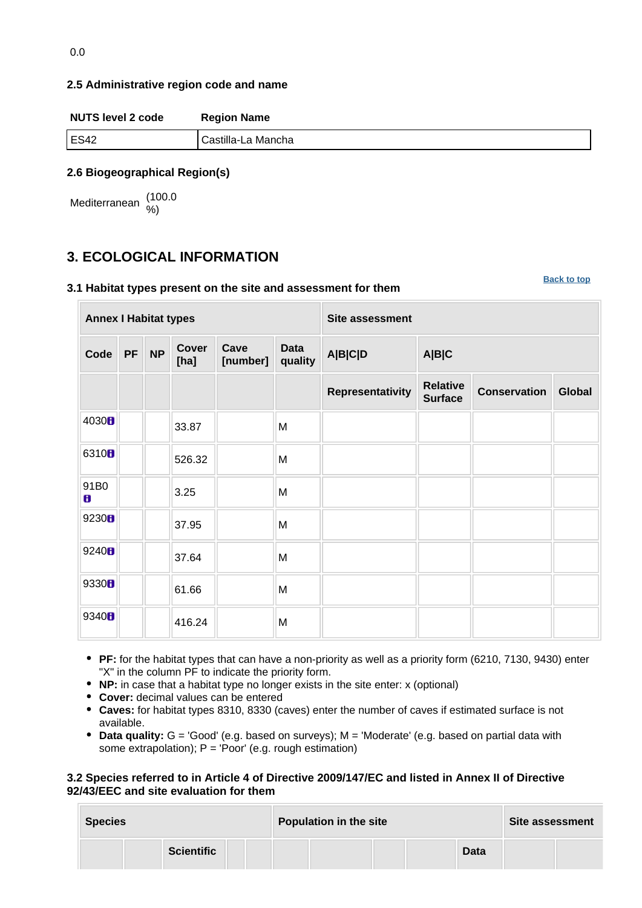0.0

### 2.5 Administrative region code and name

| NUTS level 2 code | Region Name |
| --- | --- |
| ES42 | Castilla-La Mancha |

### 2.6 Biogeographical Region(s)

Mediterranean (100.0 %)

## 3. ECOLOGICAL INFORMATION

Back to top

### 3.1 Habitat types present on the site and assessment for them

| Annex I Habitat types | | | | | | Site assessment | | | |
| --- | --- | --- | --- | --- | --- | --- | --- | --- | --- |
| Code | PF | NP | Cover [ha] | Cave [number] | Data quality | A\|B\|C\|D | A\|B\|C | | |
| | | | | | | Representativity | Relative Surface | Conservation | Global |
| 4030 | | | 33.87 | | M | | | | |
| 6310 | | | 526.32 | | M | | | | |
| 91B0 | | | 3.25 | | M | | | | |
| 9230 | | | 37.95 | | M | | | | |
| 9240 | | | 37.64 | | M | | | | |
| 9330 | | | 61.66 | | M | | | | |
| 9340 | | | 416.24 | | M | | | | |

- **PF:** for the habitat types that can have a non-priority as well as a priority form (6210, 7130, 9430) enter "X" in the column PF to indicate the priority form.
- **NP:** in case that a habitat type no longer exists in the site enter: x (optional)
- **Cover:** decimal values can be entered
- **Caves:** for habitat types 8310, 8330 (caves) enter the number of caves if estimated surface is not available.
- **Data quality:** G = 'Good' (e.g. based on surveys); M = 'Moderate' (e.g. based on partial data with some extrapolation); P = 'Poor' (e.g. rough estimation)

### 3.2 Species referred to in Article 4 of Directive 2009/147/EC and listed in Annex II of Directive 92/43/EEC and site evaluation for them

| Species | | | | | Population in the site | | | | | Site assessment | |
| --- | --- | --- | --- | --- | --- | --- | --- | --- | --- | --- | --- |
| | | Scientific | | | | | | | Data | | |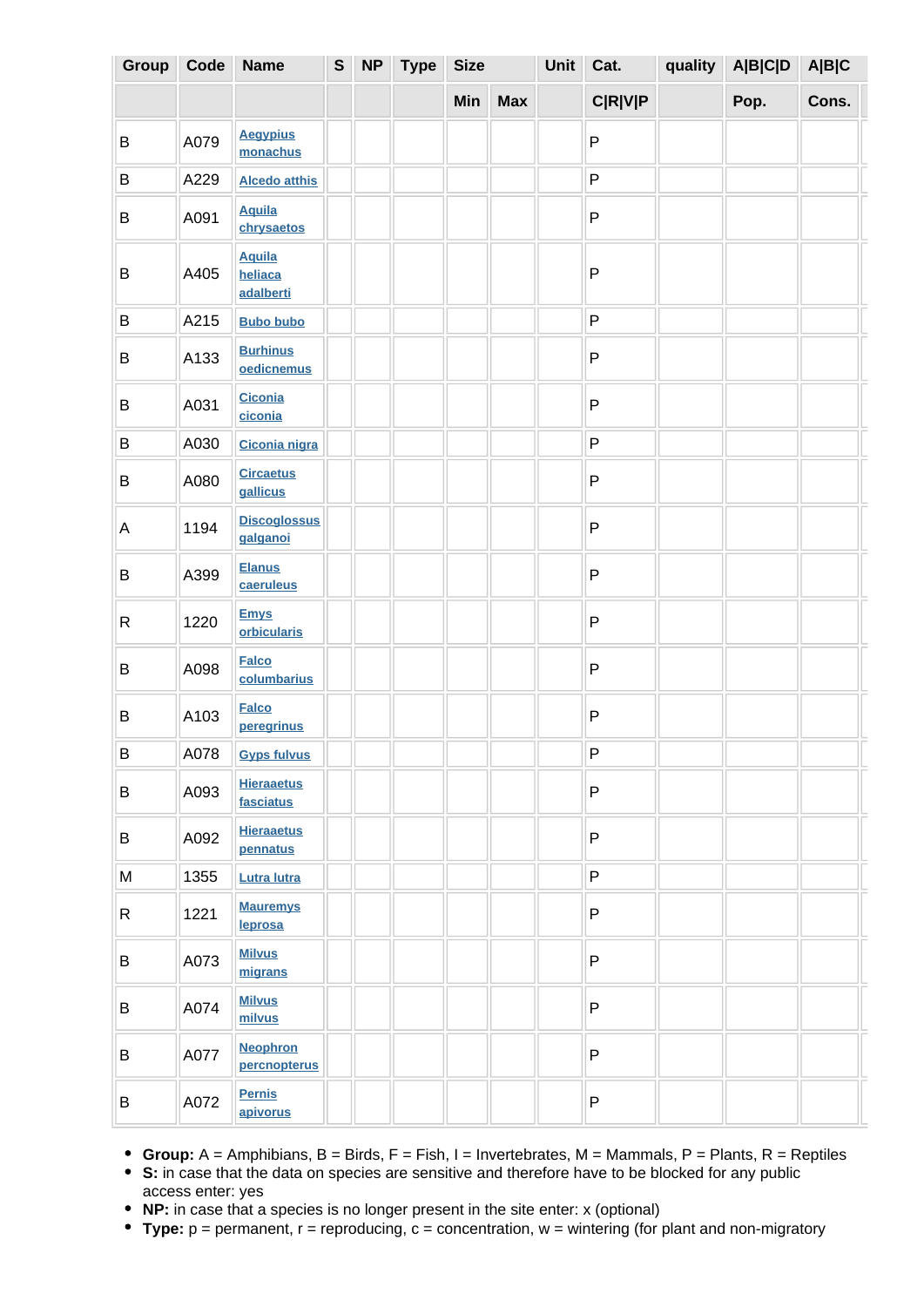| Group | Code | Name | S | NP | Type | Size | | Unit | Cat. | quality | A\|B\|C\|D | A\|B\|C | | |
|---|---|---|---|---|---|---|---|---|---|---|---|---|---|---|
| | | | | | | Min | Max | | C\|R\|V\|P | | Pop. | Cons. | | |
| B | A079 | Aegypius monachus | | | | | | | P | | | | | |
| B | A229 | Alcedo atthis | | | | | | | P | | | | | |
| B | A091 | Aquila chrysaetos | | | | | | | P | | | | | |
| B | A405 | Aquila heliaca adalberti | | | | | | | P | | | | | |
| B | A215 | Bubo bubo | | | | | | | P | | | | | |
| B | A133 | Burhinus oedicnemus | | | | | | | P | | | | | |
| B | A031 | Ciconia ciconia | | | | | | | P | | | | | |
| B | A030 | Ciconia nigra | | | | | | | P | | | | | |
| B | A080 | Circaetus gallicus | | | | | | | P | | | | | |
| A | 1194 | Discoglossus galganoi | | | | | | | P | | | | | |
| B | A399 | Elanus caeruleus | | | | | | | P | | | | | |
| R | 1220 | Emys orbicularis | | | | | | | P | | | | | |
| B | A098 | Falco columbarius | | | | | | | P | | | | | |
| B | A103 | Falco peregrinus | | | | | | | P | | | | | |
| B | A078 | Gyps fulvus | | | | | | | P | | | | | |
| B | A093 | Hieraaetus fasciatus | | | | | | | P | | | | | |
| B | A092 | Hieraaetus pennatus | | | | | | | P | | | | | |
| M | 1355 | Lutra lutra | | | | | | | P | | | | | |
| R | 1221 | Mauremys leprosa | | | | | | | P | | | | | |
| B | A073 | Milvus migrans | | | | | | | P | | | | | |
| B | A074 | Milvus milvus | | | | | | | P | | | | | |
| B | A077 | Neophron percnopterus | | | | | | | P | | | | | |
| B | A072 | Pernis apivorus | | | | | | | P | | | | | |

- **Group:** A = Amphibians, B = Birds, F = Fish, I = Invertebrates, M = Mammals, P = Plants, R = Reptiles
- **S:** in case that the data on species are sensitive and therefore have to be blocked for any public access enter: yes
- **NP:** in case that a species is no longer present in the site enter: x (optional)
- **Type:** p = permanent, r = reproducing, c = concentration, w = wintering (for plant and non-migratory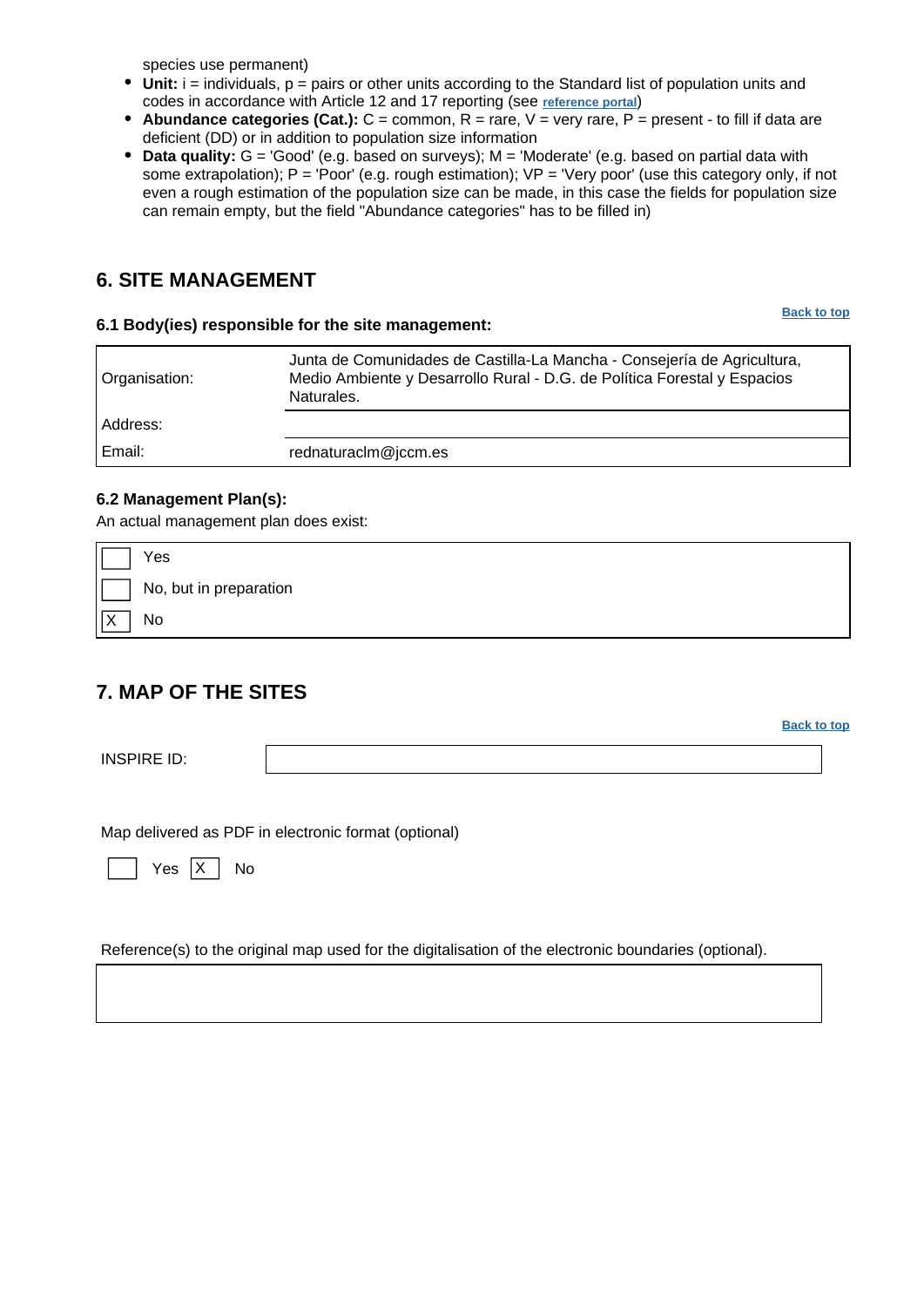species use permanent)

- **Unit:** i = individuals, p = pairs or other units according to the Standard list of population units and codes in accordance with Article 12 and 17 reporting (see reference portal)
- **Abundance categories (Cat.):** C = common, R = rare, V = very rare, P = present - to fill if data are deficient (DD) or in addition to population size information
- **Data quality:** G = 'Good' (e.g. based on surveys); M = 'Moderate' (e.g. based on partial data with some extrapolation); P = 'Poor' (e.g. rough estimation); VP = 'Very poor' (use this category only, if not even a rough estimation of the population size can be made, in this case the fields for population size can remain empty, but the field "Abundance categories" has to be filled in)

## 6. SITE MANAGEMENT

Back to top

### 6.1 Body(ies) responsible for the site management:

| | |
|---|---|
| Organisation: | Junta de Comunidades de Castilla-La Mancha - Consejería de Agricultura, Medio Ambiente y Desarrollo Rural - D.G. de Política Forestal y Espacios Naturales. |
| Address: | |
| Email: | rednaturaclm@jccm.es |

### 6.2 Management Plan(s):

An actual management plan does exist:

| | |
|---|---|
| [ ] | Yes |
| [ ] | No, but in preparation |
| [X] | No |

## 7. MAP OF THE SITES

Back to top

INSPIRE ID:

Map delivered as PDF in electronic format (optional)

[ ] Yes [X] No

Reference(s) to the original map used for the digitalisation of the electronic boundaries (optional).